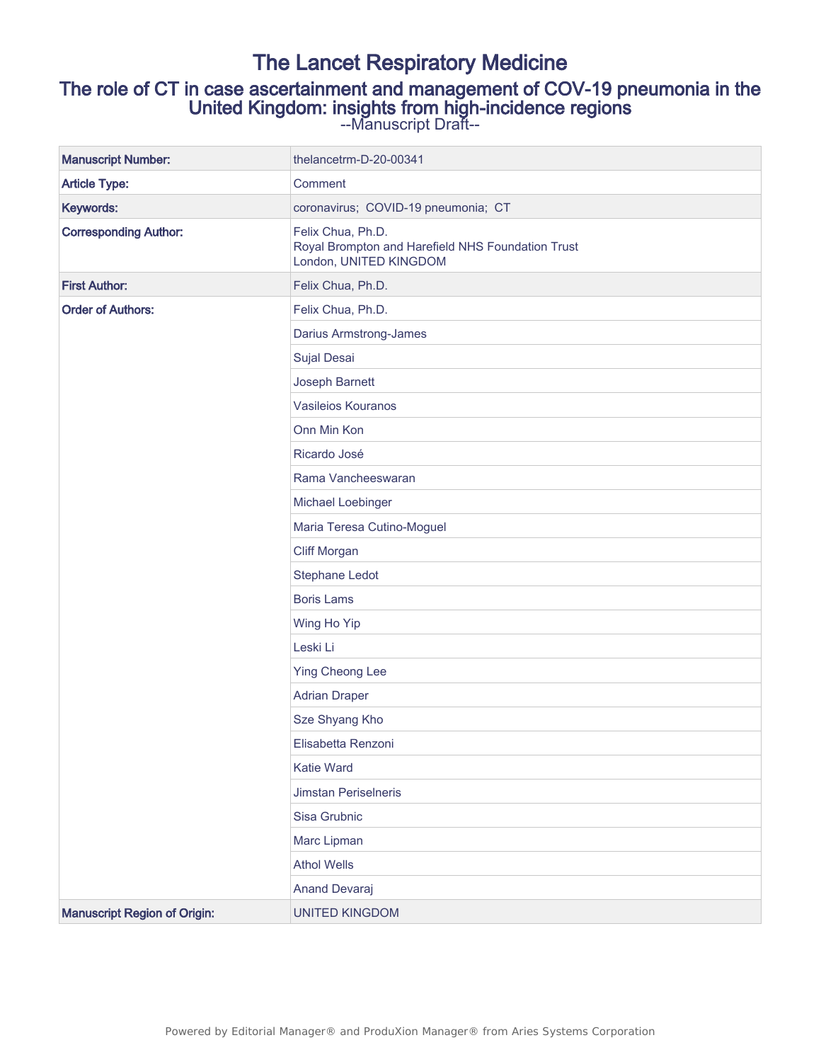# The Lancet Respiratory Medicine

## The role of CT in case ascertainment and management of COV-19 pneumonia in the United Kingdom: insights from high-incidence regions

--Manuscript Draft--

| | |
|---|---|
| **Manuscript Number:** | thelancetrm-D-20-00341 |
| **Article Type:** | Comment |
| **Keywords:** | coronavirus; COVID-19 pneumonia; CT |
| **Corresponding Author:** | Felix Chua, Ph.D.<br>Royal Brompton and Harefield NHS Foundation Trust<br>London, UNITED KINGDOM |
| **First Author:** | Felix Chua, Ph.D. |
| **Order of Authors:** | Felix Chua, Ph.D. |
| | Darius Armstrong-James |
| | Sujal Desai |
| | Joseph Barnett |
| | Vasileios Kouranos |
| | Onn Min Kon |
| | Ricardo José |
| | Rama Vancheeswaran |
| | Michael Loebinger |
| | Maria Teresa Cutino-Moguel |
| | Cliff Morgan |
| | Stephane Ledot |
| | Boris Lams |
| | Wing Ho Yip |
| | Leski Li |
| | Ying Cheong Lee |
| | Adrian Draper |
| | Sze Shyang Kho |
| | Elisabetta Renzoni |
| | Katie Ward |
| | Jimstan Periselneris |
| | Sisa Grubnic |
| | Marc Lipman |
| | Athol Wells |
| | Anand Devaraj |
| **Manuscript Region of Origin:** | UNITED KINGDOM |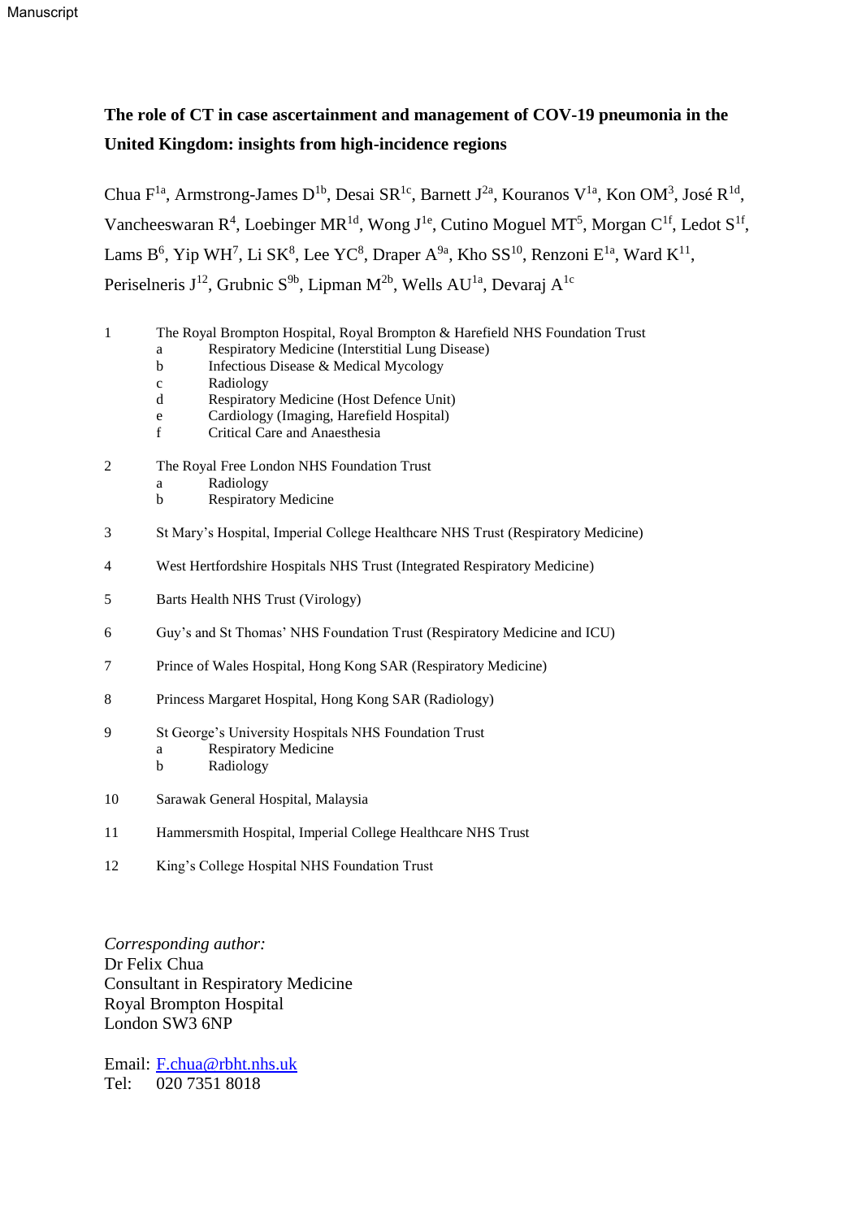# The role of CT in case ascertainment and management of COV-19 pneumonia in the United Kingdom: insights from high-incidence regions

Chua F[1a], Armstrong-James D[1b], Desai SR[1c], Barnett J[2a], Kouranos V[1a], Kon OM[3], José R[1d], Vancheeswaran R[4], Loebinger MR[1d], Wong J[1e], Cutino Moguel MT[5], Morgan C[1f], Ledot S[1f], Lams B[6], Yip WH[7], Li SK[8], Lee YC[8], Draper A[9a], Kho SS[10], Renzoni E[1a], Ward K[11], Periselneris J[12], Grubnic S[9b], Lipman M[2b], Wells AU[1a], Devaraj A[1c]

1. The Royal Brompton Hospital, Royal Brompton & Harefield NHS Foundation Trust
   - a. Respiratory Medicine (Interstitial Lung Disease)
   - b. Infectious Disease & Medical Mycology
   - c. Radiology
   - d. Respiratory Medicine (Host Defence Unit)
   - e. Cardiology (Imaging, Harefield Hospital)
   - f. Critical Care and Anaesthesia
2. The Royal Free London NHS Foundation Trust
   - a. Radiology
   - b. Respiratory Medicine
3. St Mary's Hospital, Imperial College Healthcare NHS Trust (Respiratory Medicine)
4. West Hertfordshire Hospitals NHS Trust (Integrated Respiratory Medicine)
5. Barts Health NHS Trust (Virology)
6. Guy's and St Thomas' NHS Foundation Trust (Respiratory Medicine and ICU)
7. Prince of Wales Hospital, Hong Kong SAR (Respiratory Medicine)
8. Princess Margaret Hospital, Hong Kong SAR (Radiology)
9. St George's University Hospitals NHS Foundation Trust
   - a. Respiratory Medicine
   - b. Radiology
10. Sarawak General Hospital, Malaysia
11. Hammersmith Hospital, Imperial College Healthcare NHS Trust
12. King's College Hospital NHS Foundation Trust

*Corresponding author:*
Dr Felix Chua
Consultant in Respiratory Medicine
Royal Brompton Hospital
London SW3 6NP

Email: F.chua@rbht.nhs.uk
Tel: 020 7351 8018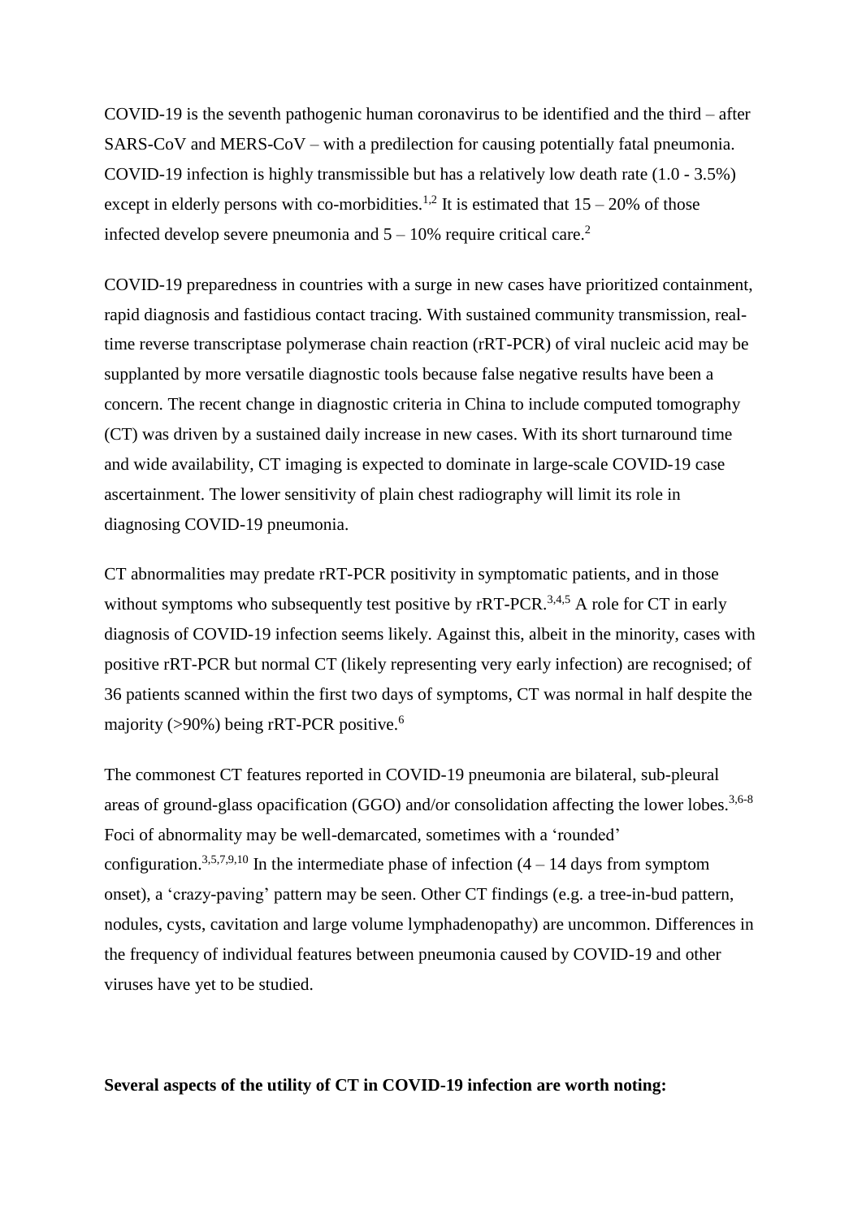COVID-19 is the seventh pathogenic human coronavirus to be identified and the third – after SARS-CoV and MERS-CoV – with a predilection for causing potentially fatal pneumonia. COVID-19 infection is highly transmissible but has a relatively low death rate (1.0 - 3.5%) except in elderly persons with co-morbidities.[1,2] It is estimated that 15 – 20% of those infected develop severe pneumonia and 5 – 10% require critical care.[2]

COVID-19 preparedness in countries with a surge in new cases have prioritized containment, rapid diagnosis and fastidious contact tracing. With sustained community transmission, real-time reverse transcriptase polymerase chain reaction (rRT-PCR) of viral nucleic acid may be supplanted by more versatile diagnostic tools because false negative results have been a concern. The recent change in diagnostic criteria in China to include computed tomography (CT) was driven by a sustained daily increase in new cases. With its short turnaround time and wide availability, CT imaging is expected to dominate in large-scale COVID-19 case ascertainment. The lower sensitivity of plain chest radiography will limit its role in diagnosing COVID-19 pneumonia.

CT abnormalities may predate rRT-PCR positivity in symptomatic patients, and in those without symptoms who subsequently test positive by rRT-PCR.[3,4,5] A role for CT in early diagnosis of COVID-19 infection seems likely. Against this, albeit in the minority, cases with positive rRT-PCR but normal CT (likely representing very early infection) are recognised; of 36 patients scanned within the first two days of symptoms, CT was normal in half despite the majority (>90%) being rRT-PCR positive.[6]

The commonest CT features reported in COVID-19 pneumonia are bilateral, sub-pleural areas of ground-glass opacification (GGO) and/or consolidation affecting the lower lobes.[3,6-8] Foci of abnormality may be well-demarcated, sometimes with a 'rounded' configuration.[3,5,7,9,10] In the intermediate phase of infection (4 – 14 days from symptom onset), a 'crazy-paving' pattern may be seen. Other CT findings (e.g. a tree-in-bud pattern, nodules, cysts, cavitation and large volume lymphadenopathy) are uncommon. Differences in the frequency of individual features between pneumonia caused by COVID-19 and other viruses have yet to be studied.

**Several aspects of the utility of CT in COVID-19 infection are worth noting:**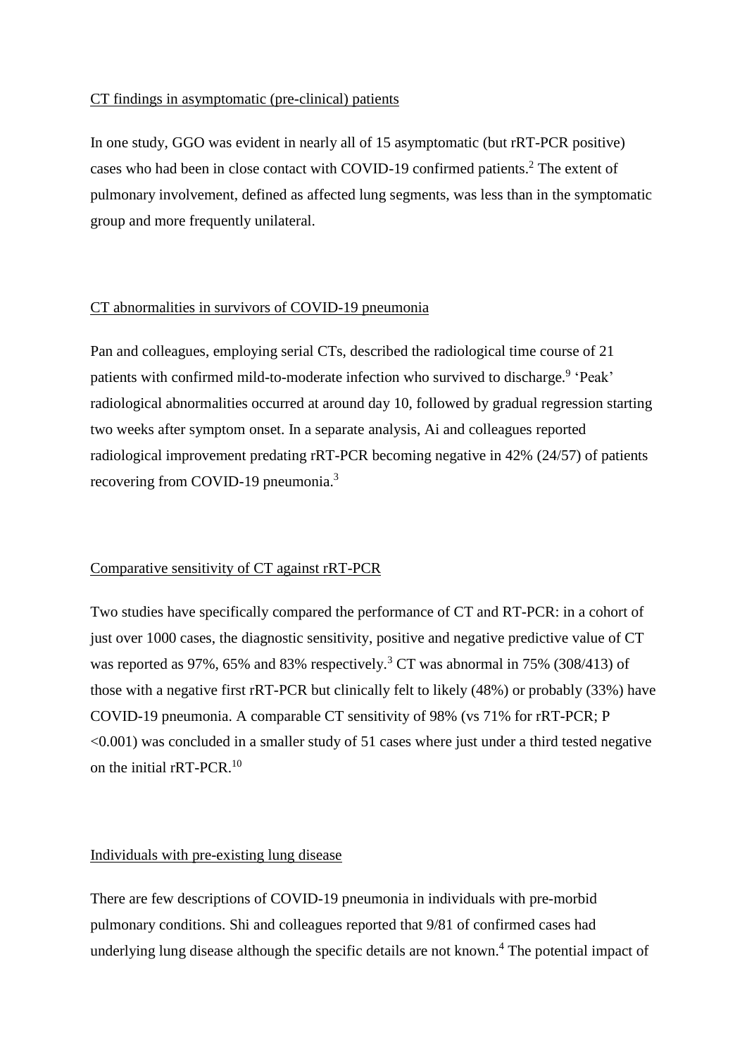CT findings in asymptomatic (pre-clinical) patients

In one study, GGO was evident in nearly all of 15 asymptomatic (but rRT-PCR positive) cases who had been in close contact with COVID-19 confirmed patients.[2] The extent of pulmonary involvement, defined as affected lung segments, was less than in the symptomatic group and more frequently unilateral.

CT abnormalities in survivors of COVID-19 pneumonia

Pan and colleagues, employing serial CTs, described the radiological time course of 21 patients with confirmed mild-to-moderate infection who survived to discharge.[9] 'Peak' radiological abnormalities occurred at around day 10, followed by gradual regression starting two weeks after symptom onset. In a separate analysis, Ai and colleagues reported radiological improvement predating rRT-PCR becoming negative in 42% (24/57) of patients recovering from COVID-19 pneumonia.[3]

Comparative sensitivity of CT against rRT-PCR

Two studies have specifically compared the performance of CT and RT-PCR: in a cohort of just over 1000 cases, the diagnostic sensitivity, positive and negative predictive value of CT was reported as 97%, 65% and 83% respectively.[3] CT was abnormal in 75% (308/413) of those with a negative first rRT-PCR but clinically felt to likely (48%) or probably (33%) have COVID-19 pneumonia. A comparable CT sensitivity of 98% (vs 71% for rRT-PCR; P <0.001) was concluded in a smaller study of 51 cases where just under a third tested negative on the initial rRT-PCR.[10]

Individuals with pre-existing lung disease

There are few descriptions of COVID-19 pneumonia in individuals with pre-morbid pulmonary conditions. Shi and colleagues reported that 9/81 of confirmed cases had underlying lung disease although the specific details are not known.[4] The potential impact of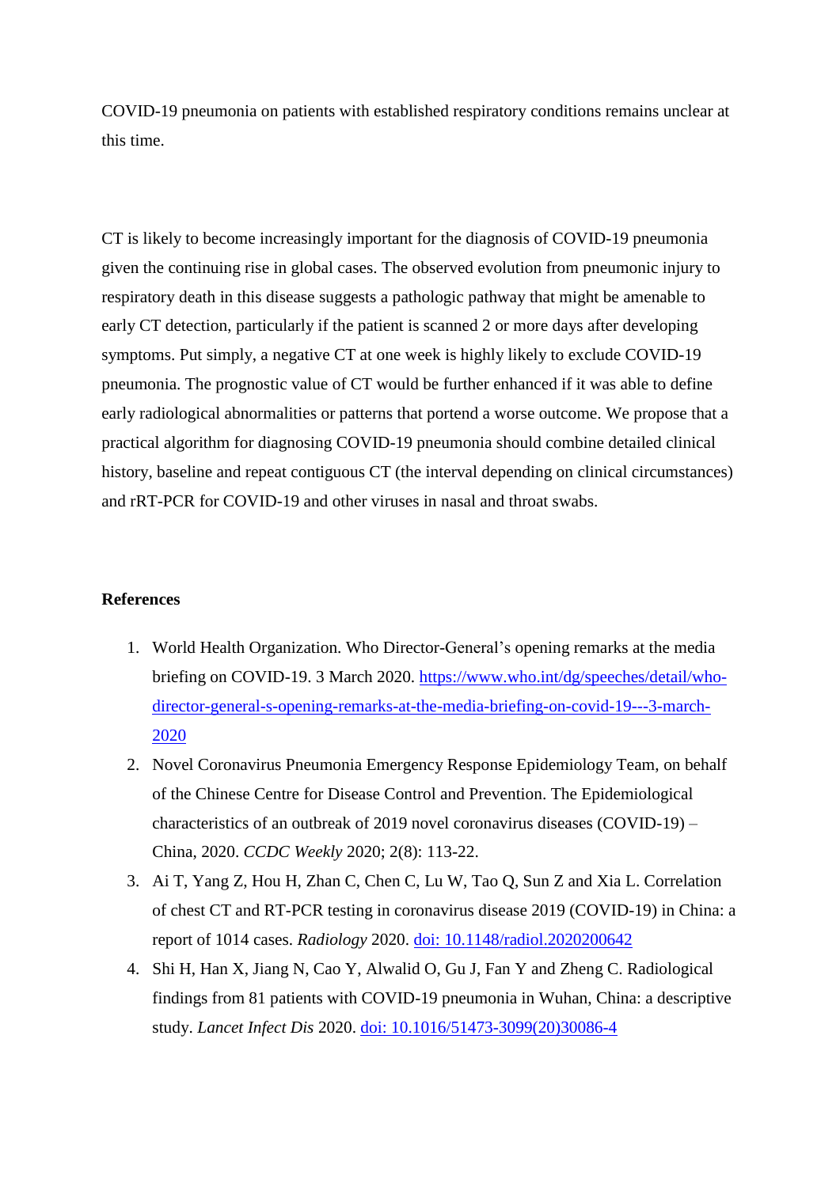COVID-19 pneumonia on patients with established respiratory conditions remains unclear at this time.

CT is likely to become increasingly important for the diagnosis of COVID-19 pneumonia given the continuing rise in global cases. The observed evolution from pneumonic injury to respiratory death in this disease suggests a pathologic pathway that might be amenable to early CT detection, particularly if the patient is scanned 2 or more days after developing symptoms. Put simply, a negative CT at one week is highly likely to exclude COVID-19 pneumonia. The prognostic value of CT would be further enhanced if it was able to define early radiological abnormalities or patterns that portend a worse outcome. We propose that a practical algorithm for diagnosing COVID-19 pneumonia should combine detailed clinical history, baseline and repeat contiguous CT (the interval depending on clinical circumstances) and rRT-PCR for COVID-19 and other viruses in nasal and throat swabs.

**References**

1. World Health Organization. Who Director-General's opening remarks at the media briefing on COVID-19. 3 March 2020. [https://www.who.int/dg/speeches/detail/who-director-general-s-opening-remarks-at-the-media-briefing-on-covid-19---3-march-2020](https://www.who.int/dg/speeches/detail/who-director-general-s-opening-remarks-at-the-media-briefing-on-covid-19---3-march-2020)
2. Novel Coronavirus Pneumonia Emergency Response Epidemiology Team, on behalf of the Chinese Centre for Disease Control and Prevention. The Epidemiological characteristics of an outbreak of 2019 novel coronavirus diseases (COVID-19) – China, 2020. *CCDC Weekly* 2020; 2(8): 113-22.
3. Ai T, Yang Z, Hou H, Zhan C, Chen C, Lu W, Tao Q, Sun Z and Xia L. Correlation of chest CT and RT-PCR testing in coronavirus disease 2019 (COVID-19) in China: a report of 1014 cases. *Radiology* 2020. doi: 10.1148/radiol.2020200642
4. Shi H, Han X, Jiang N, Cao Y, Alwalid O, Gu J, Fan Y and Zheng C. Radiological findings from 81 patients with COVID-19 pneumonia in Wuhan, China: a descriptive study. *Lancet Infect Dis* 2020. doi: 10.1016/51473-3099(20)30086-4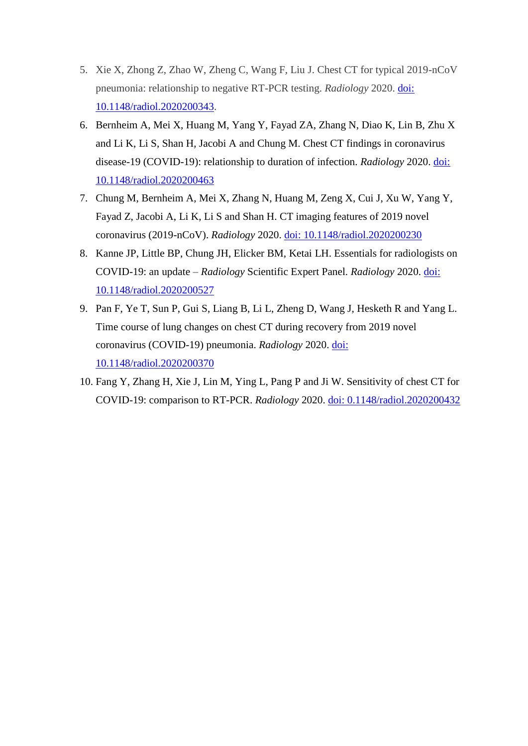5. Xie X, Zhong Z, Zhao W, Zheng C, Wang F, Liu J. Chest CT for typical 2019-nCoV pneumonia: relationship to negative RT-PCR testing. *Radiology* 2020. doi: 10.1148/radiol.2020200343.
6. Bernheim A, Mei X, Huang M, Yang Y, Fayad ZA, Zhang N, Diao K, Lin B, Zhu X and Li K, Li S, Shan H, Jacobi A and Chung M. Chest CT findings in coronavirus disease-19 (COVID-19): relationship to duration of infection. *Radiology* 2020. doi: 10.1148/radiol.2020200463
7. Chung M, Bernheim A, Mei X, Zhang N, Huang M, Zeng X, Cui J, Xu W, Yang Y, Fayad Z, Jacobi A, Li K, Li S and Shan H. CT imaging features of 2019 novel coronavirus (2019-nCoV). *Radiology* 2020. doi: 10.1148/radiol.2020200230
8. Kanne JP, Little BP, Chung JH, Elicker BM, Ketai LH. Essentials for radiologists on COVID-19: an update – *Radiology* Scientific Expert Panel. *Radiology* 2020. doi: 10.1148/radiol.2020200527
9. Pan F, Ye T, Sun P, Gui S, Liang B, Li L, Zheng D, Wang J, Hesketh R and Yang L. Time course of lung changes on chest CT during recovery from 2019 novel coronavirus (COVID-19) pneumonia. *Radiology* 2020. doi: 10.1148/radiol.2020200370
10. Fang Y, Zhang H, Xie J, Lin M, Ying L, Pang P and Ji W. Sensitivity of chest CT for COVID-19: comparison to RT-PCR. *Radiology* 2020. doi: 0.1148/radiol.2020200432